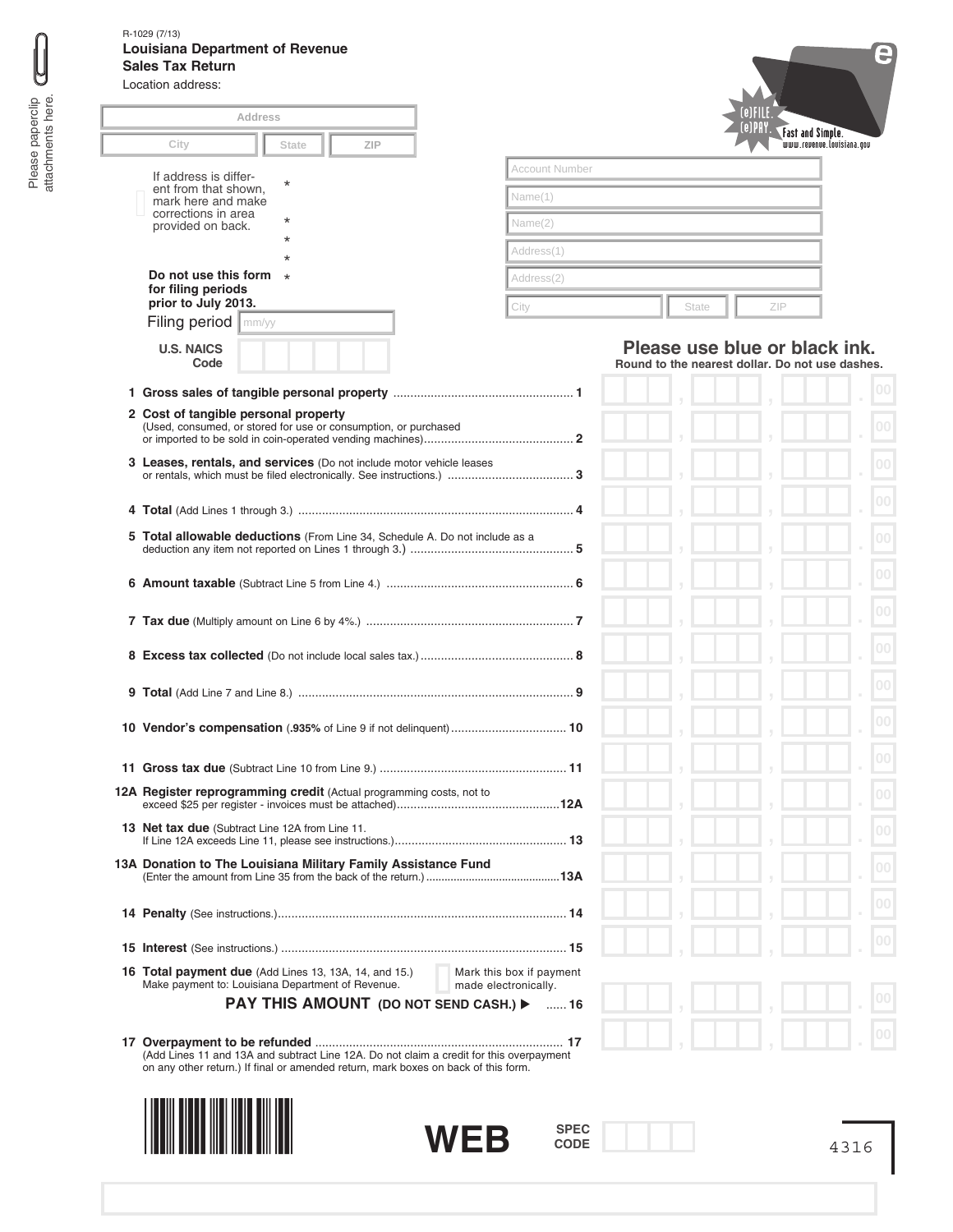R-1029 (7/13)

**Louisiana Department of Revenue**
**Sales Tax Return**

Location address:

Address

City | State | ZIP

If address is different from that shown, mark here and make corrections in area provided on back.

**Do not use this form for filing periods prior to July 2013.**

Filing period mm/yy

**U.S. NAICS Code**

Account Number

Name(1)

Name(2)

Address(1)

Address(2)

City | State | ZIP

(e)FILE. (e)PAY. Fast and Simple. www.revenue.louisiana.gov

Please paperclip attachments here.

**Please use blue or black ink.**
**Round to the nearest dollar. Do not use dashes.**

| Line | Description | Amount |
|---|---|---|
| 1 | **Gross sales of tangible personal property** | .00 |
| 2 | **Cost of tangible personal property** (Used, consumed, or stored for use or consumption, or purchased or imported to be sold in coin-operated vending machines) | .00 |
| 3 | **Leases, rentals, and services** (Do not include motor vehicle leases or rentals, which must be filed electronically. See instructions.) | .00 |
| 4 | **Total** (Add Lines 1 through 3.) | .00 |
| 5 | **Total allowable deductions** (From Line 34, Schedule A. Do not include as a deduction any item not reported on Lines 1 through 3.) | .00 |
| 6 | **Amount taxable** (Subtract Line 5 from Line 4.) | .00 |
| 7 | **Tax due** (Multiply amount on Line 6 by 4%.) | .00 |
| 8 | **Excess tax collected** (Do not include local sales tax.) | .00 |
| 9 | **Total** (Add Line 7 and Line 8.) | .00 |
| 10 | **Vendor's compensation** (**.935%** of Line 9 if not delinquent) | .00 |
| 11 | **Gross tax due** (Subtract Line 10 from Line 9.) | .00 |
| 12A | **Register reprogramming credit** (Actual programming costs, not to exceed $25 per register - invoices must be attached) | .00 |
| 13 | **Net tax due** (Subtract Line 12A from Line 11. If Line 12A exceeds Line 11, please see instructions.) | .00 |
| 13A | **Donation to The Louisiana Military Family Assistance Fund** (Enter the amount from Line 35 from the back of the return.) | .00 |
| 14 | **Penalty** (See instructions.) | .00 |
| 15 | **Interest** (See instructions.) | .00 |
| 16 | **Total payment due** (Add Lines 13, 13A, 14, and 15.) Make payment to: Louisiana Department of Revenue. Mark this box if payment made electronically. **PAY THIS AMOUNT (DO NOT SEND CASH.) ▶** | .00 |
| 17 | **Overpayment to be refunded** (Add Lines 11 and 13A and subtract Line 12A. Do not claim a credit for this overpayment on any other return.) If final or amended return, mark boxes on back of this form. | .00 |

**WEB**

SPEC CODE

4316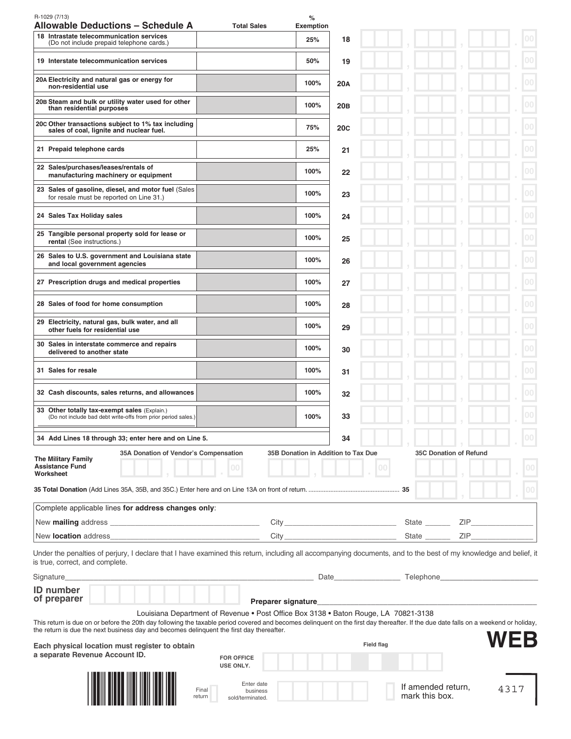R-1029 (7/13)

## Allowable Deductions – Schedule A

| | Total Sales | % Exemption | | |
|---|---|---|---|---|
| 18 Intrastate telecommunication services (Do not include prepaid telephone cards.) | | 25% | 18 | .00 |
| 19 Interstate telecommunication services | | 50% | 19 | .00 |
| 20A Electricity and natural gas or energy for non-residential use | | 100% | 20A | .00 |
| 20B Steam and bulk or utility water used for other than residential purposes | | 100% | 20B | .00 |
| 20C Other transactions subject to 1% tax including sales of coal, lignite and nuclear fuel. | | 75% | 20C | .00 |
| 21 Prepaid telephone cards | | 25% | 21 | .00 |
| 22 Sales/purchases/leases/rentals of manufacturing machinery or equipment | | 100% | 22 | .00 |
| 23 Sales of gasoline, diesel, and motor fuel (Sales for resale must be reported on Line 31.) | | 100% | 23 | .00 |
| 24 Sales Tax Holiday sales | | 100% | 24 | .00 |
| 25 Tangible personal property sold for lease or rental (See instructions.) | | 100% | 25 | .00 |
| 26 Sales to U.S. government and Louisiana state and local government agencies | | 100% | 26 | .00 |
| 27 Prescription drugs and medical properties | | 100% | 27 | .00 |
| 28 Sales of food for home consumption | | 100% | 28 | .00 |
| 29 Electricity, natural gas, bulk water, and all other fuels for residential use | | 100% | 29 | .00 |
| 30 Sales in interstate commerce and repairs delivered to another state | | 100% | 30 | .00 |
| 31 Sales for resale | | 100% | 31 | .00 |
| 32 Cash discounts, sales returns, and allowances | | 100% | 32 | .00 |
| 33 Other totally tax-exempt sales (Explain.) (Do not include bad debt write-offs from prior period sales.) ______ | | 100% | 33 | .00 |
| 34 Add Lines 18 through 33; enter here and on Line 5. | | | 34 | .00 |

**The Military Family Assistance Fund Worksheet**

| 35A Donation of Vendor's Compensation | 35B Donation in Addition to Tax Due | 35C Donation of Refund |
|---|---|---|
| .00 | .00 | .00 |

**35 Total Donation** (Add Lines 35A, 35B, and 35C.) Enter here and on Line 13A on front of return. ............ 35 .00

Complete applicable lines **for address changes only**:

New **mailing** address ____________ City ____________ State ______ ZIP ______

New **location** address ____________ City ____________ State ______ ZIP ______

Under the penalties of perjury, I declare that I have examined this return, including all accompanying documents, and to the best of my knowledge and belief, it is true, correct, and complete.

Signature____________________ Date____________ Telephone____________

**ID number of preparer** ____________ **Preparer signature**____________________

Louisiana Department of Revenue • Post Office Box 3138 • Baton Rouge, LA 70821-3138

This return is due on or before the 20th day following the taxable period covered and becomes delinquent on the first day thereafter. If the due date falls on a weekend or holiday, the return is due the next business day and becomes delinquent the first day thereafter.

**WEB**

**Each physical location must register to obtain a separate Revenue Account ID.**

Field flag

FOR OFFICE USE ONLY.

Final return ☐ Enter date business sold/terminated. ____________

☐ If amended return, mark this box.

4317